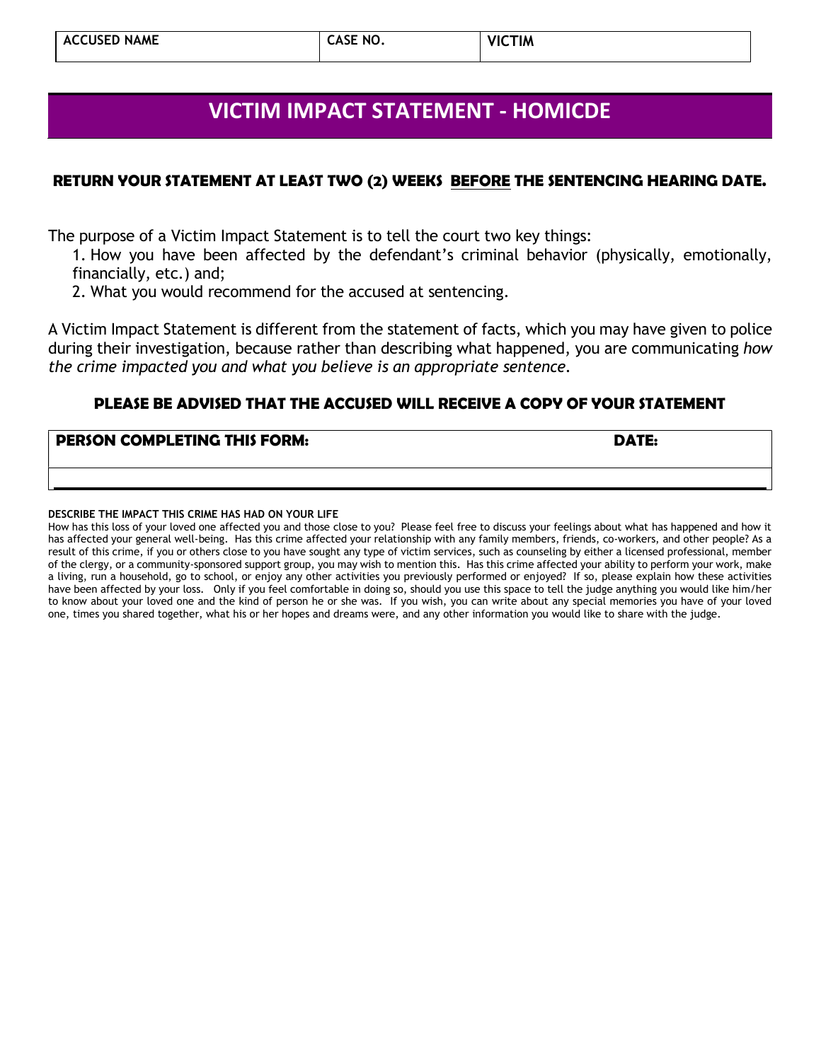| ACCUSED NAME | CASE NO. | VICTIM |
|---|---|---|

# VICTIM IMPACT STATEMENT - HOMICDE

**RETURN YOUR STATEMENT AT LEAST TWO (2) WEEKS BEFORE THE SENTENCING HEARING DATE.**

The purpose of a Victim Impact Statement is to tell the court two key things:

1. How you have been affected by the defendant's criminal behavior (physically, emotionally, financially, etc.) and;
2. What you would recommend for the accused at sentencing.

A Victim Impact Statement is different from the statement of facts, which you may have given to police during their investigation, because rather than describing what happened, you are communicating *how the crime impacted you and what you believe is an appropriate sentence*.

**PLEASE BE ADVISED THAT THE ACCUSED WILL RECEIVE A COPY OF YOUR STATEMENT**

| PERSON COMPLETING THIS FORM: | DATE: |
|---|---|
| | |

**DESCRIBE THE IMPACT THIS CRIME HAS HAD ON YOUR LIFE**

How has this loss of your loved one affected you and those close to you? Please feel free to discuss your feelings about what has happened and how it has affected your general well-being. Has this crime affected your relationship with any family members, friends, co-workers, and other people? As a result of this crime, if you or others close to you have sought any type of victim services, such as counseling by either a licensed professional, member of the clergy, or a community-sponsored support group, you may wish to mention this. Has this crime affected your ability to perform your work, make a living, run a household, go to school, or enjoy any other activities you previously performed or enjoyed? If so, please explain how these activities have been affected by your loss. Only if you feel comfortable in doing so, should you use this space to tell the judge anything you would like him/her to know about your loved one and the kind of person he or she was. If you wish, you can write about any special memories you have of your loved one, times you shared together, what his or her hopes and dreams were, and any other information you would like to share with the judge.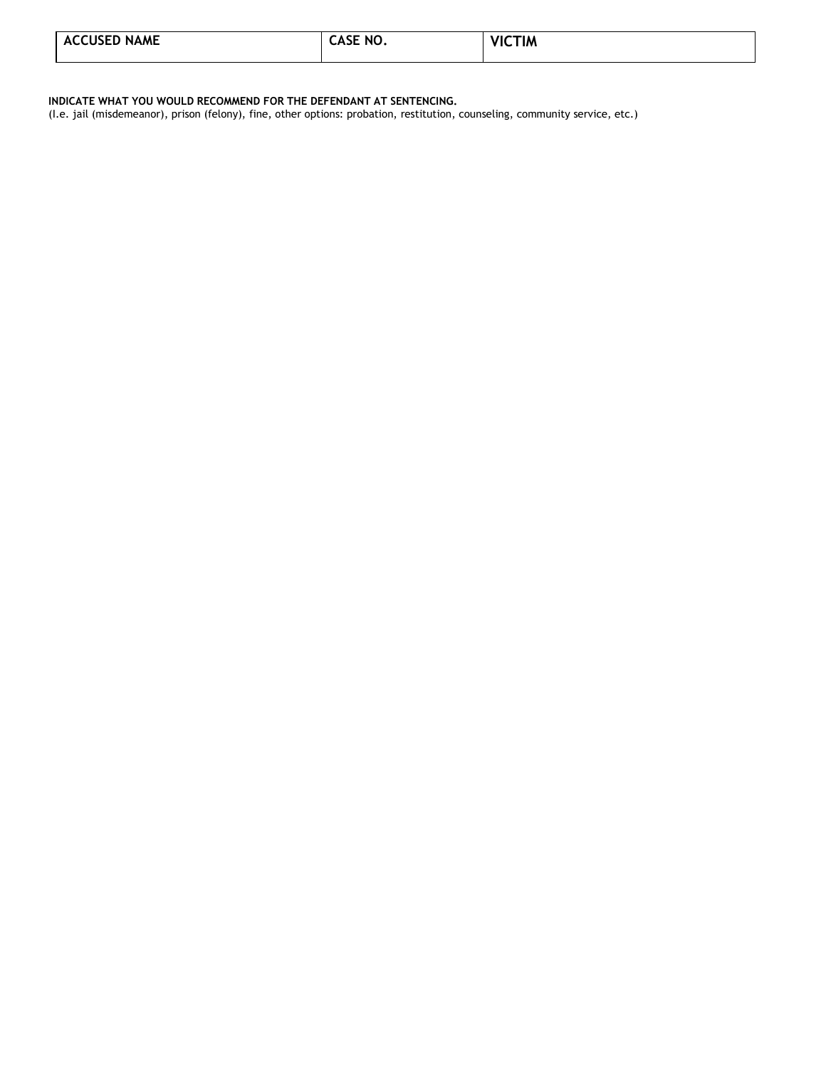| ACCUSED NAME | CASE NO. | VICTIM |
| --- | --- | --- |
| | | |

**INDICATE WHAT YOU WOULD RECOMMEND FOR THE DEFENDANT AT SENTENCING.**

(I.e. jail (misdemeanor), prison (felony), fine, other options: probation, restitution, counseling, community service, etc.)